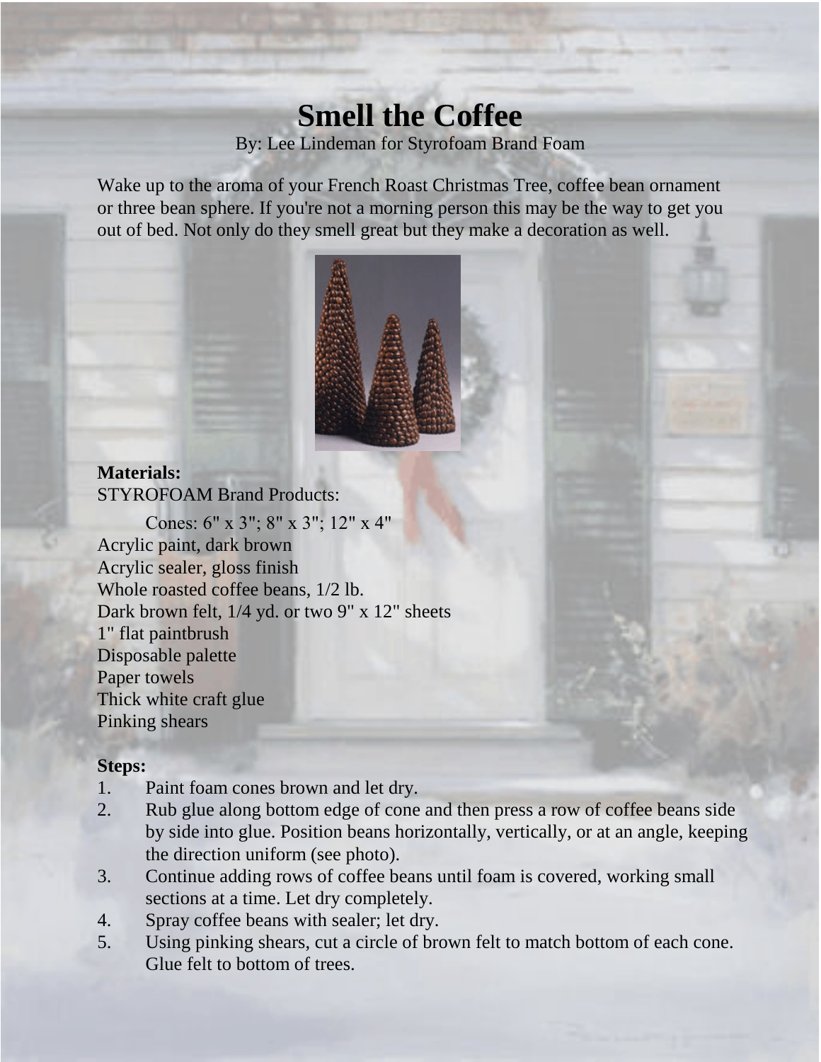# Smell the Coffee

By: Lee Lindeman for Styrofoam Brand Foam

Wake up to the aroma of your French Roast Christmas Tree, coffee bean ornament or three bean sphere. If you're not a morning person this may be the way to get you out of bed. Not only do they smell great but they make a decoration as well.

**Materials:**

STYROFOAM Brand Products:

Cones: 6" x 3"; 8" x 3"; 12" x 4"

Acrylic paint, dark brown
Acrylic sealer, gloss finish
Whole roasted coffee beans, 1/2 lb.
Dark brown felt, 1/4 yd. or two 9" x 12" sheets
1" flat paintbrush
Disposable palette
Paper towels
Thick white craft glue
Pinking shears

**Steps:**

1. Paint foam cones brown and let dry.
2. Rub glue along bottom edge of cone and then press a row of coffee beans side by side into glue. Position beans horizontally, vertically, or at an angle, keeping the direction uniform (see photo).
3. Continue adding rows of coffee beans until foam is covered, working small sections at a time. Let dry completely.
4. Spray coffee beans with sealer; let dry.
5. Using pinking shears, cut a circle of brown felt to match bottom of each cone. Glue felt to bottom of trees.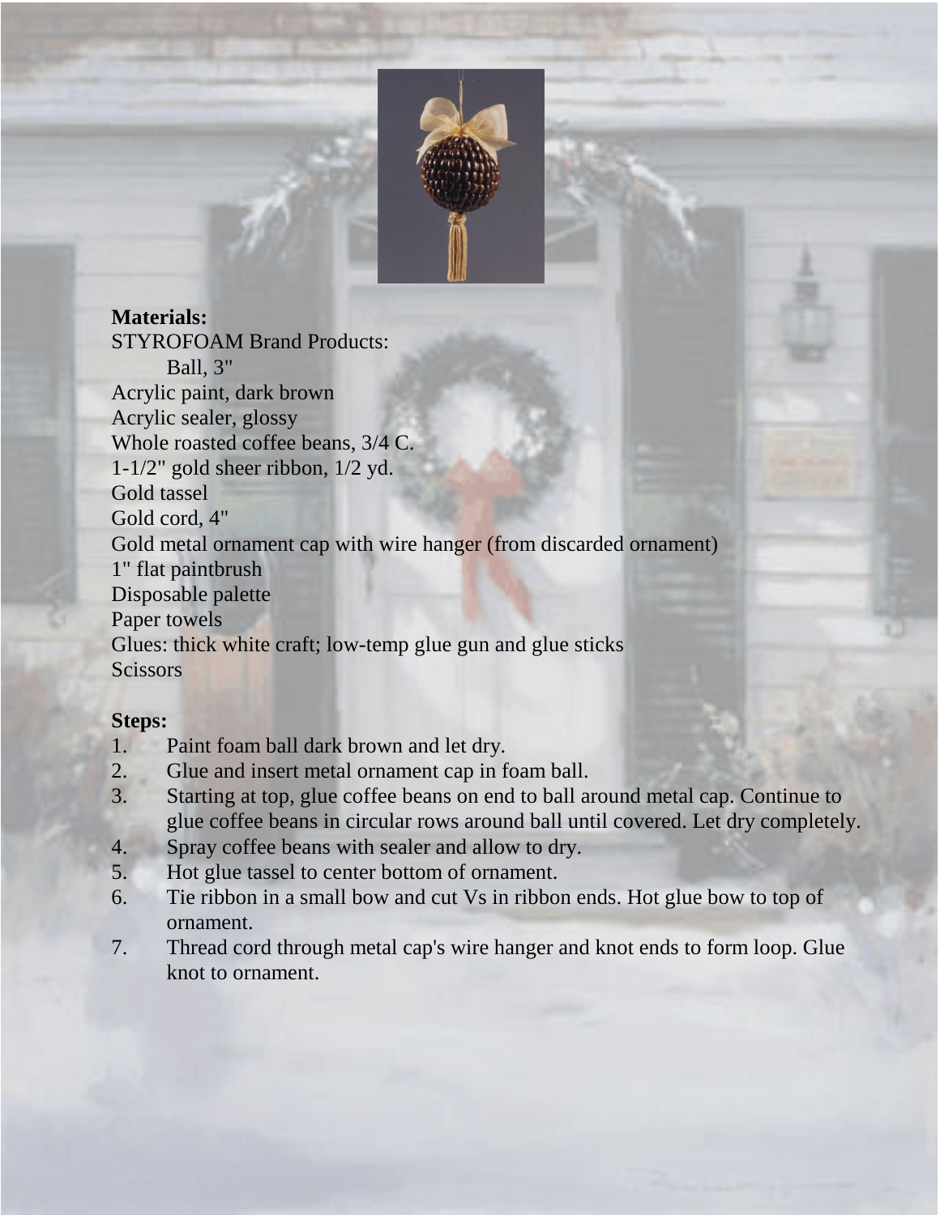**Materials:**

STYROFOAM Brand Products:
- Ball, 3"

Acrylic paint, dark brown
Acrylic sealer, glossy
Whole roasted coffee beans, 3/4 C.
1-1/2" gold sheer ribbon, 1/2 yd.
Gold tassel
Gold cord, 4"
Gold metal ornament cap with wire hanger (from discarded ornament)
1" flat paintbrush
Disposable palette
Paper towels
Glues: thick white craft; low-temp glue gun and glue sticks
Scissors

**Steps:**

1. Paint foam ball dark brown and let dry.
2. Glue and insert metal ornament cap in foam ball.
3. Starting at top, glue coffee beans on end to ball around metal cap. Continue to glue coffee beans in circular rows around ball until covered. Let dry completely.
4. Spray coffee beans with sealer and allow to dry.
5. Hot glue tassel to center bottom of ornament.
6. Tie ribbon in a small bow and cut Vs in ribbon ends. Hot glue bow to top of ornament.
7. Thread cord through metal cap's wire hanger and knot ends to form loop. Glue knot to ornament.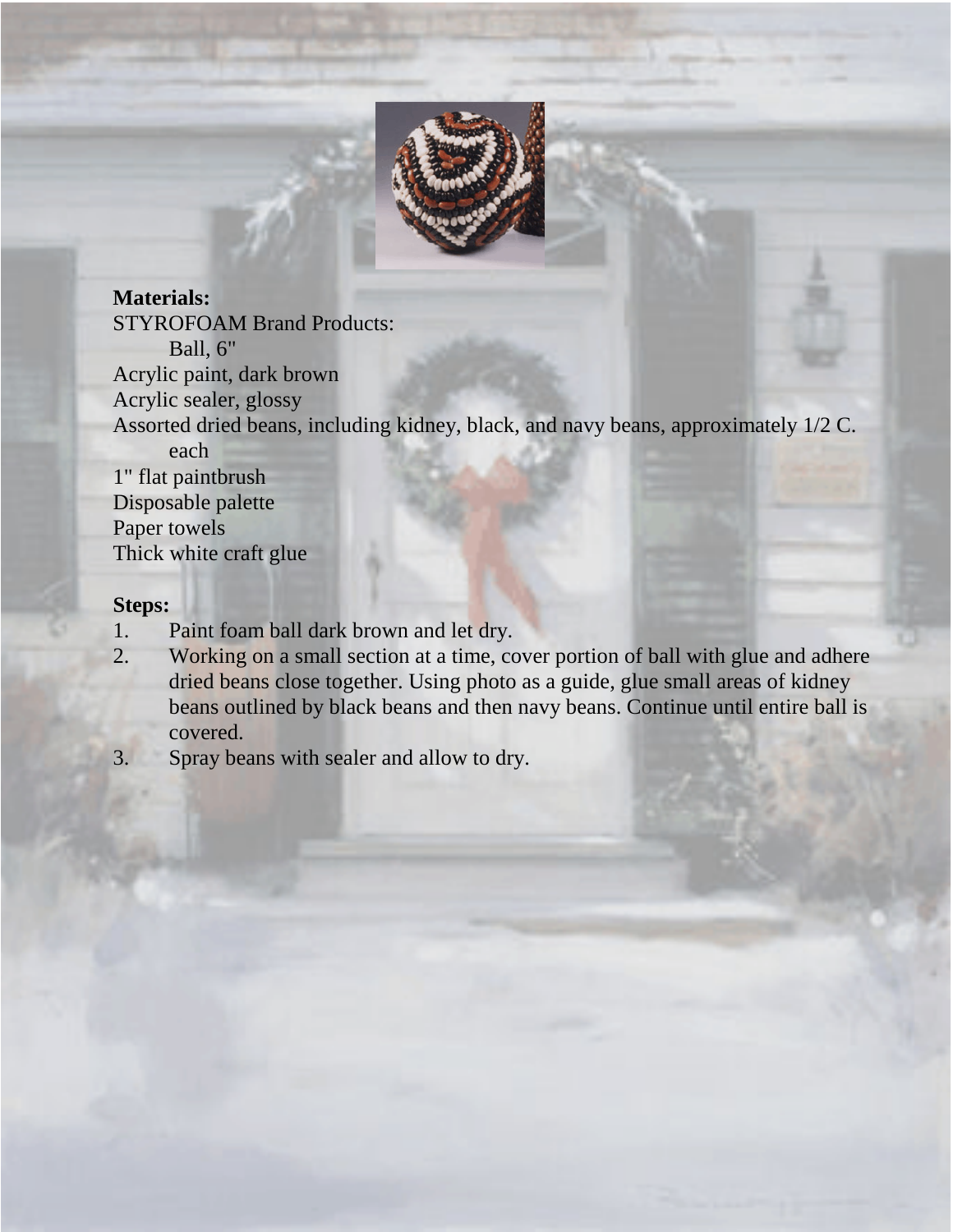**Materials:**

STYROFOAM Brand Products:

- Ball, 6"

Acrylic paint, dark brown

Acrylic sealer, glossy

Assorted dried beans, including kidney, black, and navy beans, approximately 1/2 C. each

1" flat paintbrush

Disposable palette

Paper towels

Thick white craft glue

**Steps:**

1. Paint foam ball dark brown and let dry.
2. Working on a small section at a time, cover portion of ball with glue and adhere dried beans close together. Using photo as a guide, glue small areas of kidney beans outlined by black beans and then navy beans. Continue until entire ball is covered.
3. Spray beans with sealer and allow to dry.